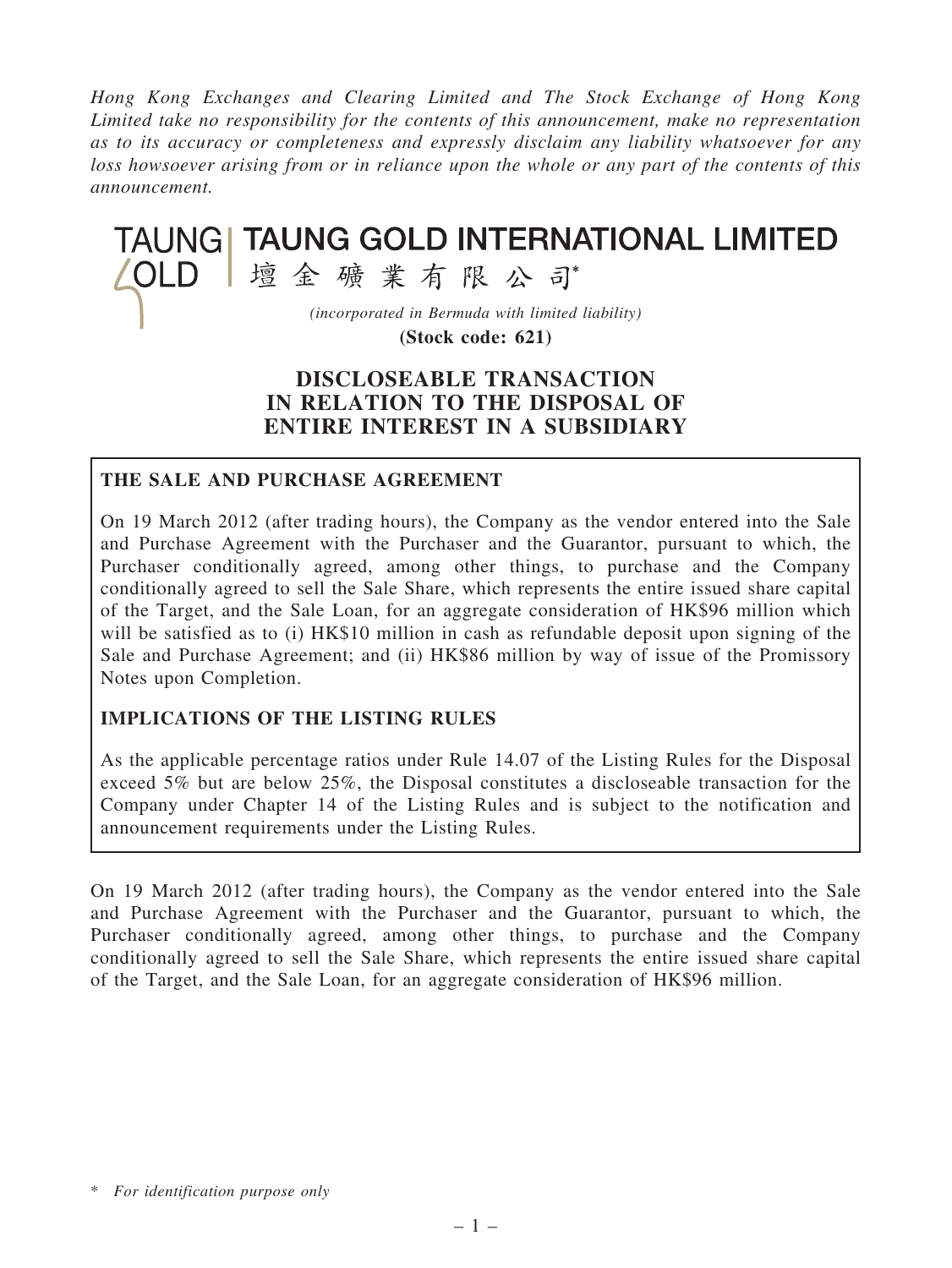*Hong Kong Exchanges and Clearing Limited and The Stock Exchange of Hong Kong Limited take no responsibility for the contents of this announcement, make no representation as to its accuracy or completeness and expressly disclaim any liability whatsoever for any loss howsoever arising from or in reliance upon the whole or any part of the contents of this announcement.*

# TAUNG GOLD INTERNATIONAL LIMITED
# 壇金礦業有限公司*

*(incorporated in Bermuda with limited liability)*

**(Stock code: 621)**

## DISCLOSEABLE TRANSACTION IN RELATION TO THE DISPOSAL OF ENTIRE INTEREST IN A SUBSIDIARY

### THE SALE AND PURCHASE AGREEMENT

On 19 March 2012 (after trading hours), the Company as the vendor entered into the Sale and Purchase Agreement with the Purchaser and the Guarantor, pursuant to which, the Purchaser conditionally agreed, among other things, to purchase and the Company conditionally agreed to sell the Sale Share, which represents the entire issued share capital of the Target, and the Sale Loan, for an aggregate consideration of HK$96 million which will be satisfied as to (i) HK$10 million in cash as refundable deposit upon signing of the Sale and Purchase Agreement; and (ii) HK$86 million by way of issue of the Promissory Notes upon Completion.

### IMPLICATIONS OF THE LISTING RULES

As the applicable percentage ratios under Rule 14.07 of the Listing Rules for the Disposal exceed 5% but are below 25%, the Disposal constitutes a discloseable transaction for the Company under Chapter 14 of the Listing Rules and is subject to the notification and announcement requirements under the Listing Rules.

On 19 March 2012 (after trading hours), the Company as the vendor entered into the Sale and Purchase Agreement with the Purchaser and the Guarantor, pursuant to which, the Purchaser conditionally agreed, among other things, to purchase and the Company conditionally agreed to sell the Sale Share, which represents the entire issued share capital of the Target, and the Sale Loan, for an aggregate consideration of HK$96 million.

\* *For identification purpose only*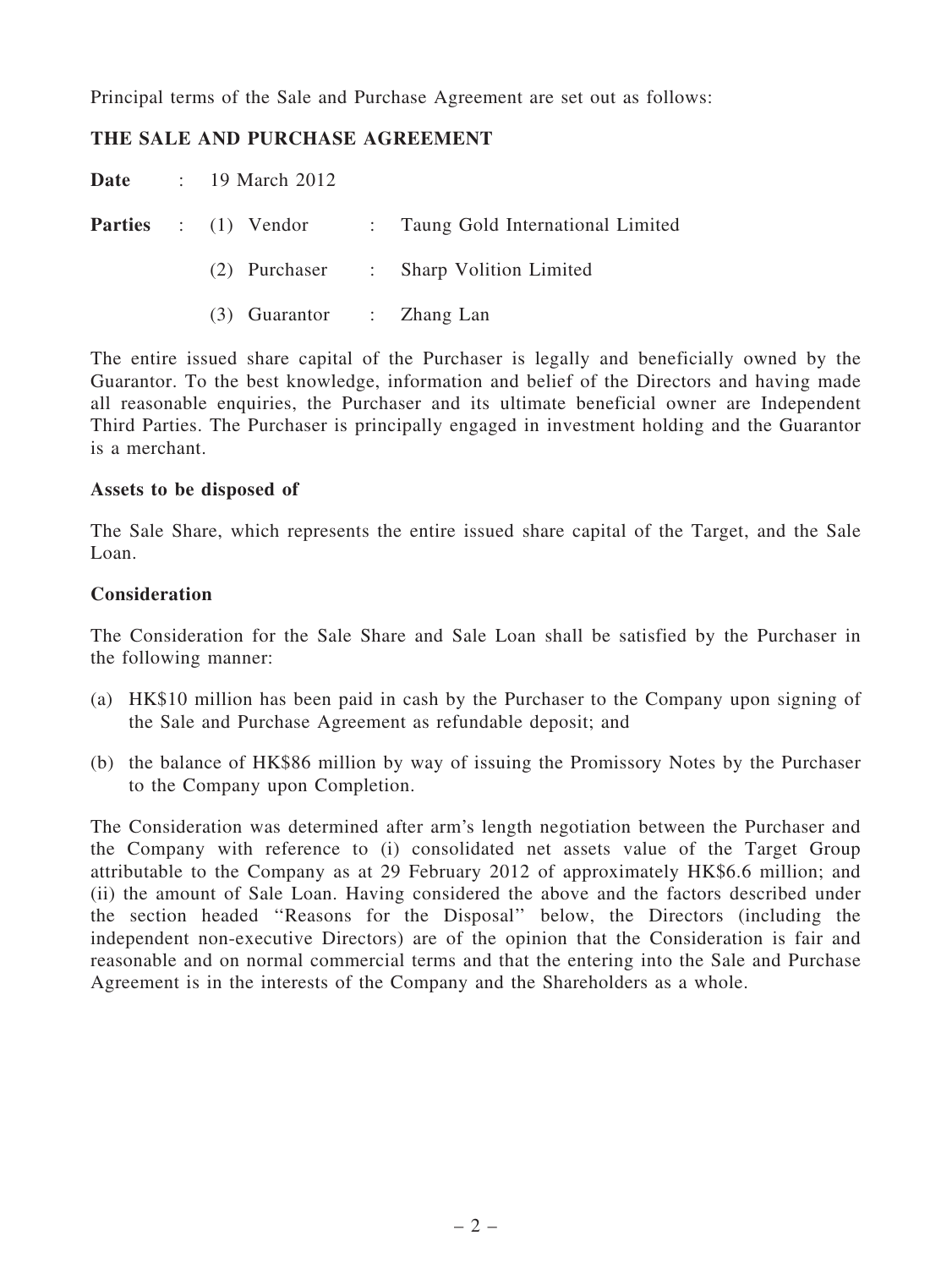Principal terms of the Sale and Purchase Agreement are set out as follows:

## THE SALE AND PURCHASE AGREEMENT

**Date** : 19 March 2012

**Parties** :
(1) Vendor : Taung Gold International Limited
(2) Purchaser : Sharp Volition Limited
(3) Guarantor : Zhang Lan

The entire issued share capital of the Purchaser is legally and beneficially owned by the Guarantor. To the best knowledge, information and belief of the Directors and having made all reasonable enquiries, the Purchaser and its ultimate beneficial owner are Independent Third Parties. The Purchaser is principally engaged in investment holding and the Guarantor is a merchant.

### Assets to be disposed of

The Sale Share, which represents the entire issued share capital of the Target, and the Sale Loan.

### Consideration

The Consideration for the Sale Share and Sale Loan shall be satisfied by the Purchaser in the following manner:

(a) HK$10 million has been paid in cash by the Purchaser to the Company upon signing of the Sale and Purchase Agreement as refundable deposit; and

(b) the balance of HK$86 million by way of issuing the Promissory Notes by the Purchaser to the Company upon Completion.

The Consideration was determined after arm's length negotiation between the Purchaser and the Company with reference to (i) consolidated net assets value of the Target Group attributable to the Company as at 29 February 2012 of approximately HK$6.6 million; and (ii) the amount of Sale Loan. Having considered the above and the factors described under the section headed ''Reasons for the Disposal'' below, the Directors (including the independent non-executive Directors) are of the opinion that the Consideration is fair and reasonable and on normal commercial terms and that the entering into the Sale and Purchase Agreement is in the interests of the Company and the Shareholders as a whole.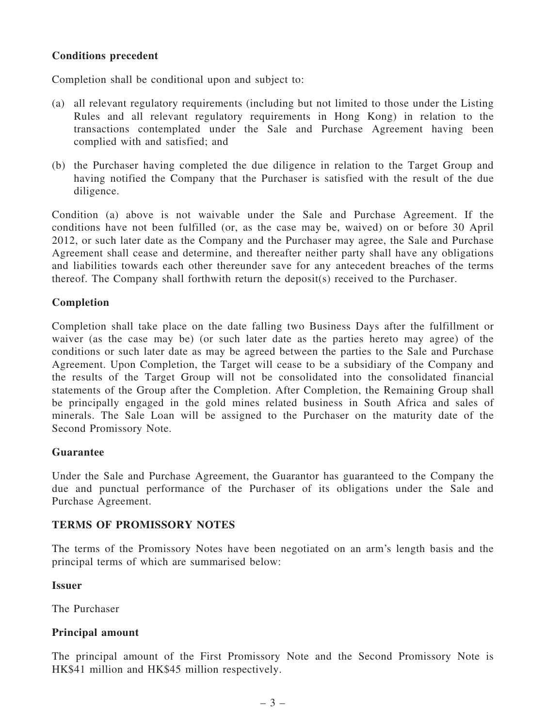**Conditions precedent**

Completion shall be conditional upon and subject to:

(a) all relevant regulatory requirements (including but not limited to those under the Listing Rules and all relevant regulatory requirements in Hong Kong) in relation to the transactions contemplated under the Sale and Purchase Agreement having been complied with and satisfied; and

(b) the Purchaser having completed the due diligence in relation to the Target Group and having notified the Company that the Purchaser is satisfied with the result of the due diligence.

Condition (a) above is not waivable under the Sale and Purchase Agreement. If the conditions have not been fulfilled (or, as the case may be, waived) on or before 30 April 2012, or such later date as the Company and the Purchaser may agree, the Sale and Purchase Agreement shall cease and determine, and thereafter neither party shall have any obligations and liabilities towards each other thereunder save for any antecedent breaches of the terms thereof. The Company shall forthwith return the deposit(s) received to the Purchaser.

**Completion**

Completion shall take place on the date falling two Business Days after the fulfillment or waiver (as the case may be) (or such later date as the parties hereto may agree) of the conditions or such later date as may be agreed between the parties to the Sale and Purchase Agreement. Upon Completion, the Target will cease to be a subsidiary of the Company and the results of the Target Group will not be consolidated into the consolidated financial statements of the Group after the Completion. After Completion, the Remaining Group shall be principally engaged in the gold mines related business in South Africa and sales of minerals. The Sale Loan will be assigned to the Purchaser on the maturity date of the Second Promissory Note.

**Guarantee**

Under the Sale and Purchase Agreement, the Guarantor has guaranteed to the Company the due and punctual performance of the Purchaser of its obligations under the Sale and Purchase Agreement.

**TERMS OF PROMISSORY NOTES**

The terms of the Promissory Notes have been negotiated on an arm's length basis and the principal terms of which are summarised below:

**Issuer**

The Purchaser

**Principal amount**

The principal amount of the First Promissory Note and the Second Promissory Note is HK$41 million and HK$45 million respectively.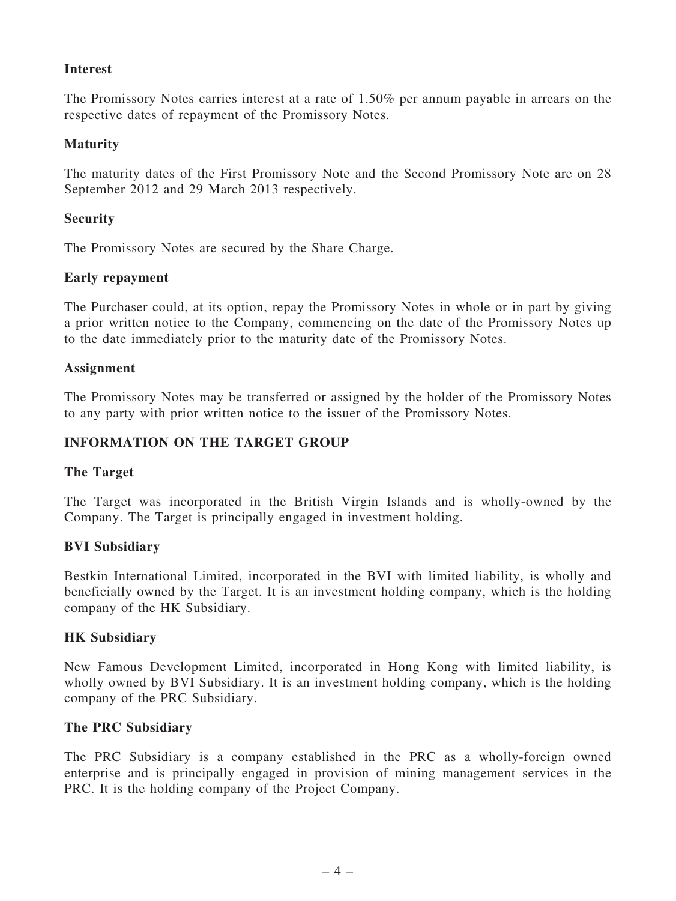**Interest**

The Promissory Notes carries interest at a rate of 1.50% per annum payable in arrears on the respective dates of repayment of the Promissory Notes.

**Maturity**

The maturity dates of the First Promissory Note and the Second Promissory Note are on 28 September 2012 and 29 March 2013 respectively.

**Security**

The Promissory Notes are secured by the Share Charge.

**Early repayment**

The Purchaser could, at its option, repay the Promissory Notes in whole or in part by giving a prior written notice to the Company, commencing on the date of the Promissory Notes up to the date immediately prior to the maturity date of the Promissory Notes.

**Assignment**

The Promissory Notes may be transferred or assigned by the holder of the Promissory Notes to any party with prior written notice to the issuer of the Promissory Notes.

## INFORMATION ON THE TARGET GROUP

**The Target**

The Target was incorporated in the British Virgin Islands and is wholly-owned by the Company. The Target is principally engaged in investment holding.

**BVI Subsidiary**

Bestkin International Limited, incorporated in the BVI with limited liability, is wholly and beneficially owned by the Target. It is an investment holding company, which is the holding company of the HK Subsidiary.

**HK Subsidiary**

New Famous Development Limited, incorporated in Hong Kong with limited liability, is wholly owned by BVI Subsidiary. It is an investment holding company, which is the holding company of the PRC Subsidiary.

**The PRC Subsidiary**

The PRC Subsidiary is a company established in the PRC as a wholly-foreign owned enterprise and is principally engaged in provision of mining management services in the PRC. It is the holding company of the Project Company.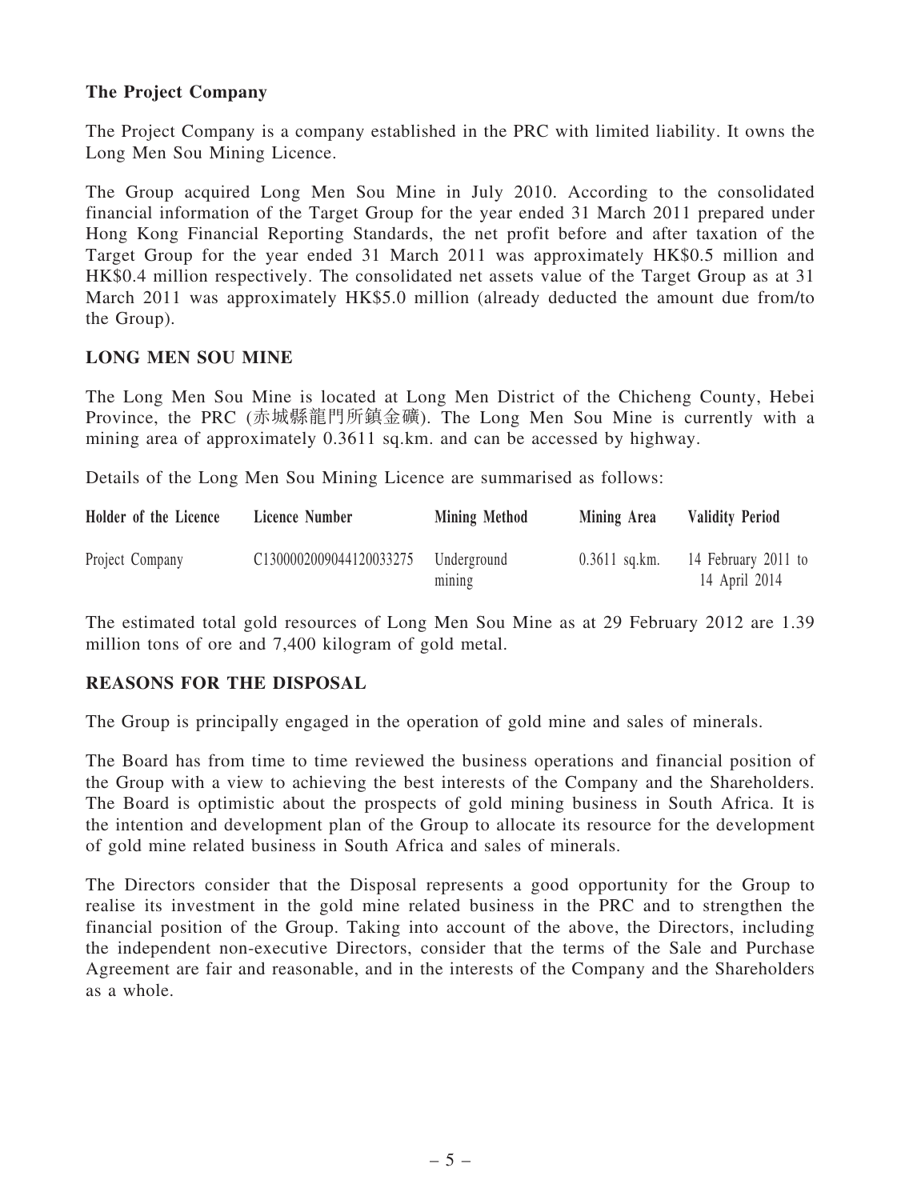**The Project Company**

The Project Company is a company established in the PRC with limited liability. It owns the Long Men Sou Mining Licence.

The Group acquired Long Men Sou Mine in July 2010. According to the consolidated financial information of the Target Group for the year ended 31 March 2011 prepared under Hong Kong Financial Reporting Standards, the net profit before and after taxation of the Target Group for the year ended 31 March 2011 was approximately HK$0.5 million and HK$0.4 million respectively. The consolidated net assets value of the Target Group as at 31 March 2011 was approximately HK$5.0 million (already deducted the amount due from/to the Group).

**LONG MEN SOU MINE**

The Long Men Sou Mine is located at Long Men District of the Chicheng County, Hebei Province, the PRC (赤城縣龍門所鎮金礦). The Long Men Sou Mine is currently with a mining area of approximately 0.3611 sq.km. and can be accessed by highway.

Details of the Long Men Sou Mining Licence are summarised as follows:

| Holder of the Licence | Licence Number | Mining Method | Mining Area | Validity Period |
|---|---|---|---|---|
| Project Company | C1300002009044120033275 | Underground mining | 0.3611 sq.km. | 14 February 2011 to 14 April 2014 |

The estimated total gold resources of Long Men Sou Mine as at 29 February 2012 are 1.39 million tons of ore and 7,400 kilogram of gold metal.

**REASONS FOR THE DISPOSAL**

The Group is principally engaged in the operation of gold mine and sales of minerals.

The Board has from time to time reviewed the business operations and financial position of the Group with a view to achieving the best interests of the Company and the Shareholders. The Board is optimistic about the prospects of gold mining business in South Africa. It is the intention and development plan of the Group to allocate its resource for the development of gold mine related business in South Africa and sales of minerals.

The Directors consider that the Disposal represents a good opportunity for the Group to realise its investment in the gold mine related business in the PRC and to strengthen the financial position of the Group. Taking into account of the above, the Directors, including the independent non-executive Directors, consider that the terms of the Sale and Purchase Agreement are fair and reasonable, and in the interests of the Company and the Shareholders as a whole.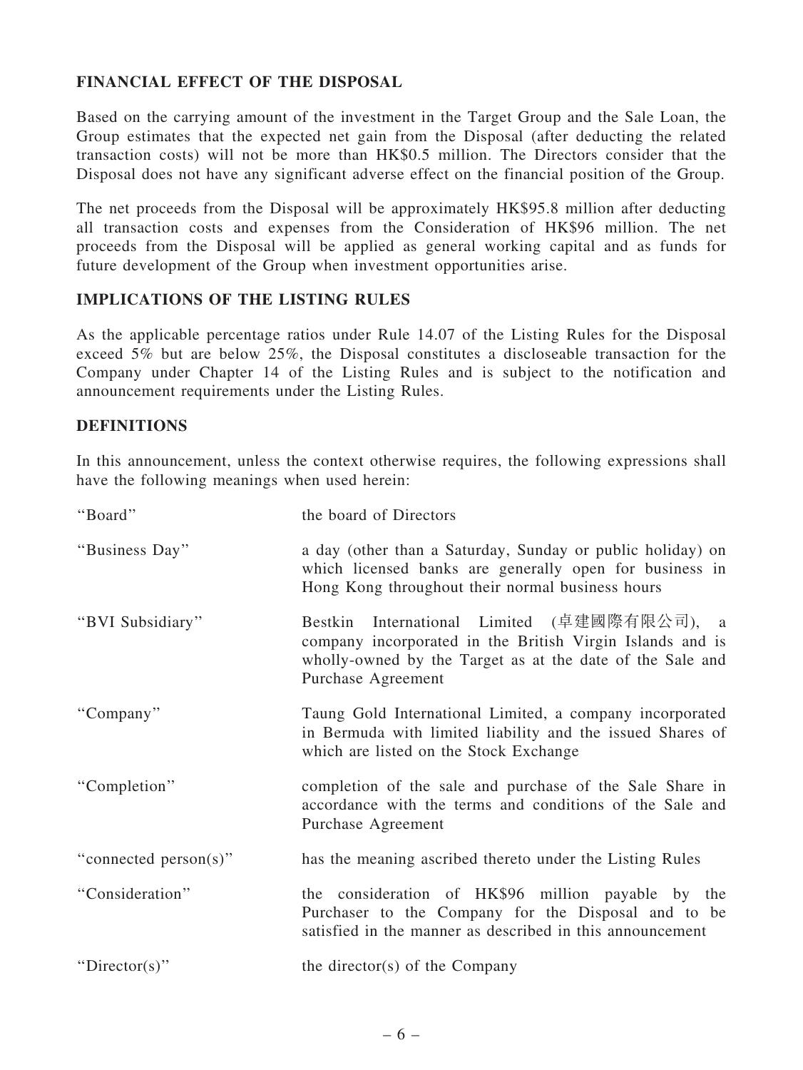## FINANCIAL EFFECT OF THE DISPOSAL

Based on the carrying amount of the investment in the Target Group and the Sale Loan, the Group estimates that the expected net gain from the Disposal (after deducting the related transaction costs) will not be more than HK$0.5 million. The Directors consider that the Disposal does not have any significant adverse effect on the financial position of the Group.

The net proceeds from the Disposal will be approximately HK$95.8 million after deducting all transaction costs and expenses from the Consideration of HK$96 million. The net proceeds from the Disposal will be applied as general working capital and as funds for future development of the Group when investment opportunities arise.

## IMPLICATIONS OF THE LISTING RULES

As the applicable percentage ratios under Rule 14.07 of the Listing Rules for the Disposal exceed 5% but are below 25%, the Disposal constitutes a discloseable transaction for the Company under Chapter 14 of the Listing Rules and is subject to the notification and announcement requirements under the Listing Rules.

## DEFINITIONS

In this announcement, unless the context otherwise requires, the following expressions shall have the following meanings when used herein:

| | |
|---|---|
| "Board" | the board of Directors |
| "Business Day" | a day (other than a Saturday, Sunday or public holiday) on which licensed banks are generally open for business in Hong Kong throughout their normal business hours |
| "BVI Subsidiary" | Bestkin International Limited (卓建國際有限公司), a company incorporated in the British Virgin Islands and is wholly-owned by the Target as at the date of the Sale and Purchase Agreement |
| "Company" | Taung Gold International Limited, a company incorporated in Bermuda with limited liability and the issued Shares of which are listed on the Stock Exchange |
| "Completion" | completion of the sale and purchase of the Sale Share in accordance with the terms and conditions of the Sale and Purchase Agreement |
| "connected person(s)" | has the meaning ascribed thereto under the Listing Rules |
| "Consideration" | the consideration of HK$96 million payable by the Purchaser to the Company for the Disposal and to be satisfied in the manner as described in this announcement |
| "Director(s)" | the director(s) of the Company |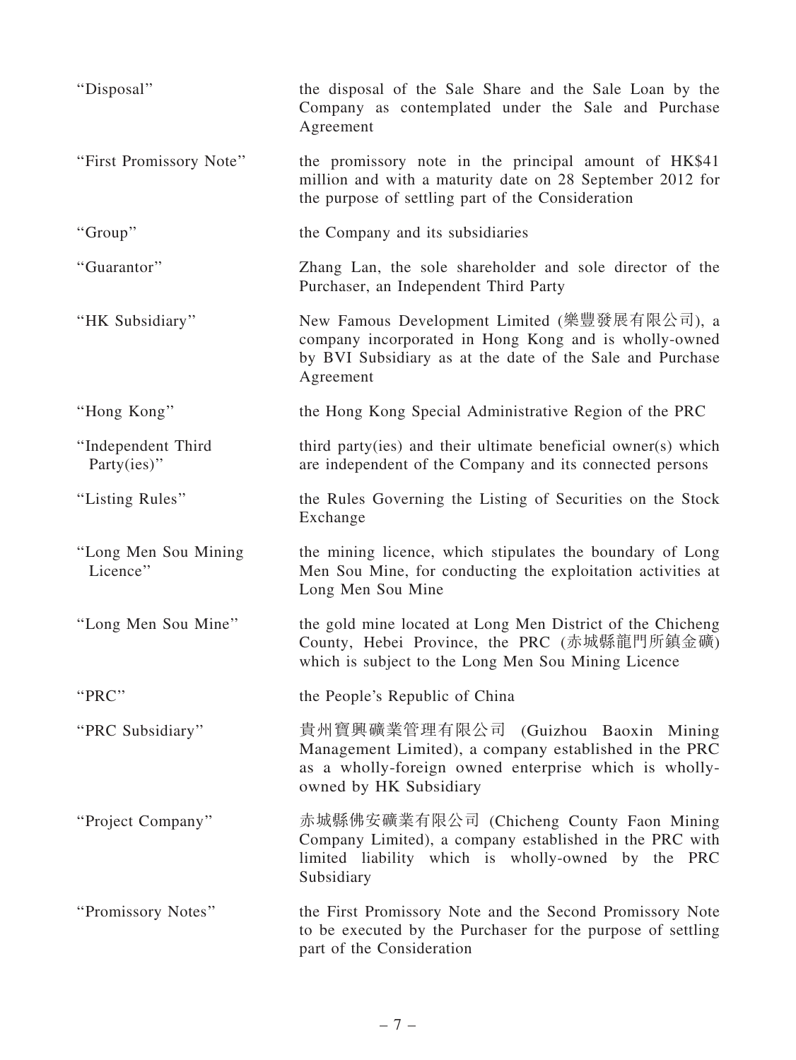| | |
|---|---|
| "Disposal" | the disposal of the Sale Share and the Sale Loan by the Company as contemplated under the Sale and Purchase Agreement |
| "First Promissory Note" | the promissory note in the principal amount of HK$41 million and with a maturity date on 28 September 2012 for the purpose of settling part of the Consideration |
| "Group" | the Company and its subsidiaries |
| "Guarantor" | Zhang Lan, the sole shareholder and sole director of the Purchaser, an Independent Third Party |
| "HK Subsidiary" | New Famous Development Limited (樂豐發展有限公司), a company incorporated in Hong Kong and is wholly-owned by BVI Subsidiary as at the date of the Sale and Purchase Agreement |
| "Hong Kong" | the Hong Kong Special Administrative Region of the PRC |
| "Independent Third Party(ies)" | third party(ies) and their ultimate beneficial owner(s) which are independent of the Company and its connected persons |
| "Listing Rules" | the Rules Governing the Listing of Securities on the Stock Exchange |
| "Long Men Sou Mining Licence" | the mining licence, which stipulates the boundary of Long Men Sou Mine, for conducting the exploitation activities at Long Men Sou Mine |
| "Long Men Sou Mine" | the gold mine located at Long Men District of the Chicheng County, Hebei Province, the PRC (赤城縣龍門所鎮金礦) which is subject to the Long Men Sou Mining Licence |
| "PRC" | the People's Republic of China |
| "PRC Subsidiary" | 貴州寶興礦業管理有限公司 (Guizhou Baoxin Mining Management Limited), a company established in the PRC as a wholly-foreign owned enterprise which is wholly-owned by HK Subsidiary |
| "Project Company" | 赤城縣佛安礦業有限公司 (Chicheng County Faon Mining Company Limited), a company established in the PRC with limited liability which is wholly-owned by the PRC Subsidiary |
| "Promissory Notes" | the First Promissory Note and the Second Promissory Note to be executed by the Purchaser for the purpose of settling part of the Consideration |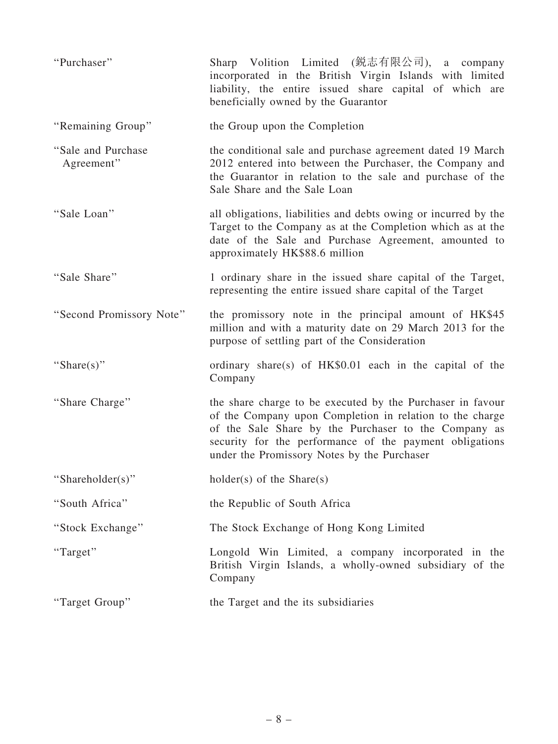| | |
|---|---|
| "Purchaser" | Sharp Volition Limited (銳志有限公司), a company incorporated in the British Virgin Islands with limited liability, the entire issued share capital of which are beneficially owned by the Guarantor |
| "Remaining Group" | the Group upon the Completion |
| "Sale and Purchase Agreement" | the conditional sale and purchase agreement dated 19 March 2012 entered into between the Purchaser, the Company and the Guarantor in relation to the sale and purchase of the Sale Share and the Sale Loan |
| "Sale Loan" | all obligations, liabilities and debts owing or incurred by the Target to the Company as at the Completion which as at the date of the Sale and Purchase Agreement, amounted to approximately HK$88.6 million |
| "Sale Share" | 1 ordinary share in the issued share capital of the Target, representing the entire issued share capital of the Target |
| "Second Promissory Note" | the promissory note in the principal amount of HK$45 million and with a maturity date on 29 March 2013 for the purpose of settling part of the Consideration |
| "Share(s)" | ordinary share(s) of HK$0.01 each in the capital of the Company |
| "Share Charge" | the share charge to be executed by the Purchaser in favour of the Company upon Completion in relation to the charge of the Sale Share by the Purchaser to the Company as security for the performance of the payment obligations under the Promissory Notes by the Purchaser |
| "Shareholder(s)" | holder(s) of the Share(s) |
| "South Africa" | the Republic of South Africa |
| "Stock Exchange" | The Stock Exchange of Hong Kong Limited |
| "Target" | Longold Win Limited, a company incorporated in the British Virgin Islands, a wholly-owned subsidiary of the Company |
| "Target Group" | the Target and the its subsidiaries |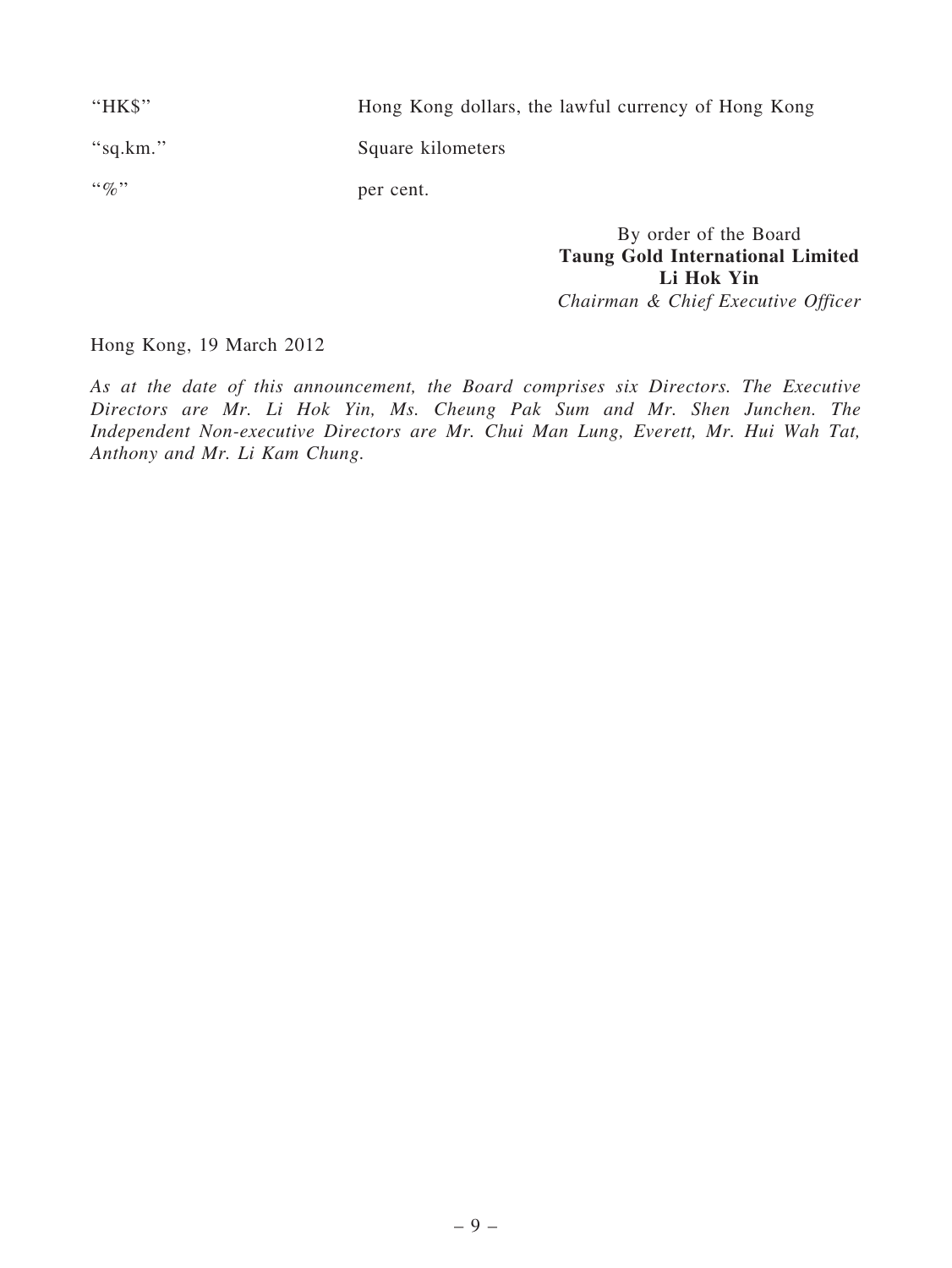| | |
|---|---|
| "HK$" | Hong Kong dollars, the lawful currency of Hong Kong |
| "sq.km." | Square kilometers |
| "%" | per cent. |

By order of the Board
**Taung Gold International Limited**
**Li Hok Yin**
*Chairman & Chief Executive Officer*

Hong Kong, 19 March 2012

*As at the date of this announcement, the Board comprises six Directors. The Executive Directors are Mr. Li Hok Yin, Ms. Cheung Pak Sum and Mr. Shen Junchen. The Independent Non-executive Directors are Mr. Chui Man Lung, Everett, Mr. Hui Wah Tat, Anthony and Mr. Li Kam Chung.*